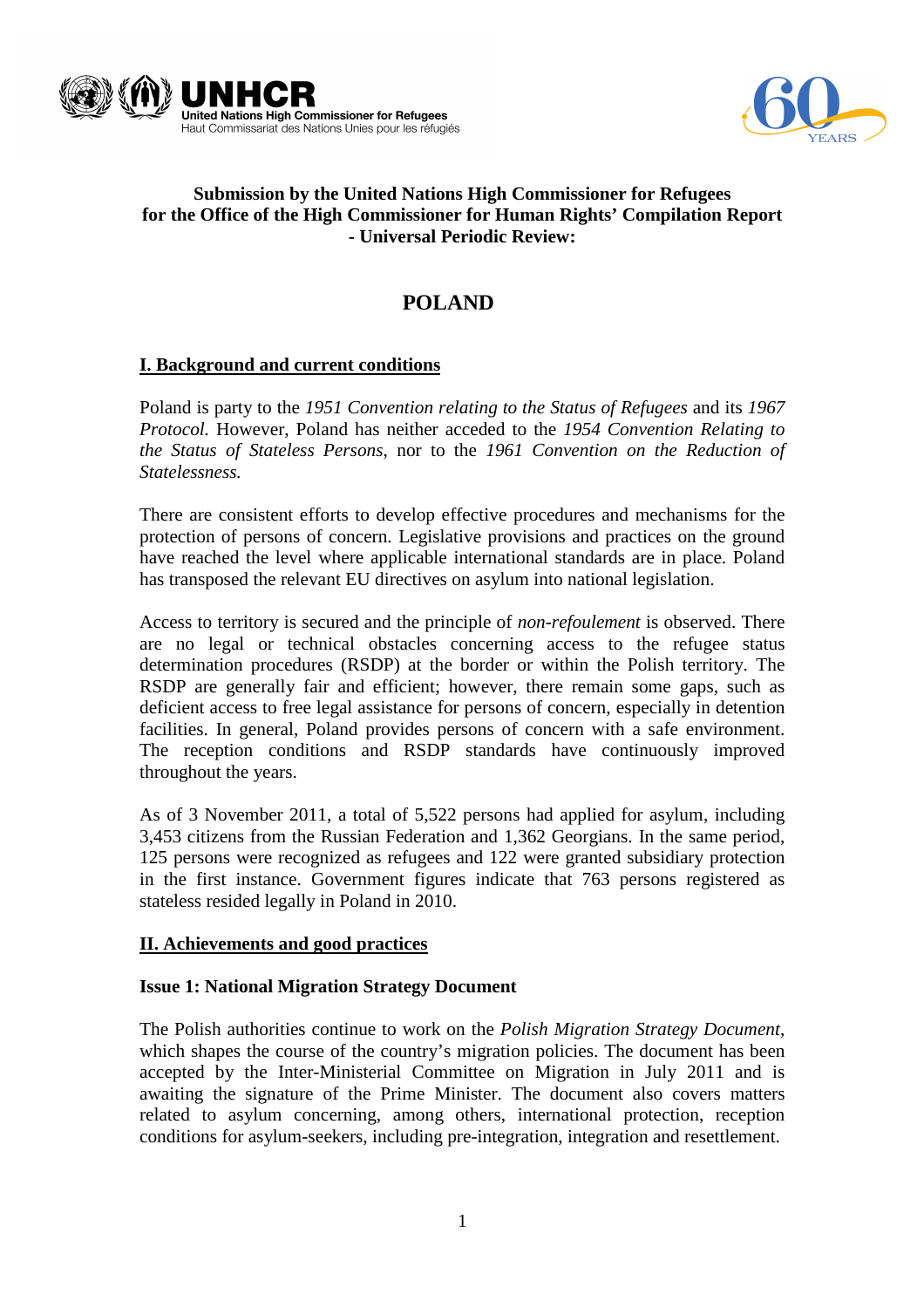**Submission by the United Nations High Commissioner for Refugees for the Office of the High Commissioner for Human Rights' Compilation Report - Universal Periodic Review:**

# POLAND

## I. Background and current conditions

Poland is party to the *1951 Convention relating to the Status of Refugees* and its *1967 Protocol.* However, Poland has neither acceded to the *1954 Convention Relating to the Status of Stateless Persons,* nor to the *1961 Convention on the Reduction of Statelessness.*

There are consistent efforts to develop effective procedures and mechanisms for the protection of persons of concern. Legislative provisions and practices on the ground have reached the level where applicable international standards are in place. Poland has transposed the relevant EU directives on asylum into national legislation.

Access to territory is secured and the principle of *non-refoulement* is observed. There are no legal or technical obstacles concerning access to the refugee status determination procedures (RSDP) at the border or within the Polish territory. The RSDP are generally fair and efficient; however, there remain some gaps, such as deficient access to free legal assistance for persons of concern, especially in detention facilities. In general, Poland provides persons of concern with a safe environment. The reception conditions and RSDP standards have continuously improved throughout the years.

As of 3 November 2011, a total of 5,522 persons had applied for asylum, including 3,453 citizens from the Russian Federation and 1,362 Georgians. In the same period, 125 persons were recognized as refugees and 122 were granted subsidiary protection in the first instance. Government figures indicate that 763 persons registered as stateless resided legally in Poland in 2010.

## II. Achievements and good practices

### Issue 1: National Migration Strategy Document

The Polish authorities continue to work on the *Polish Migration Strategy Document*, which shapes the course of the country's migration policies. The document has been accepted by the Inter-Ministerial Committee on Migration in July 2011 and is awaiting the signature of the Prime Minister. The document also covers matters related to asylum concerning, among others, international protection, reception conditions for asylum-seekers, including pre-integration, integration and resettlement.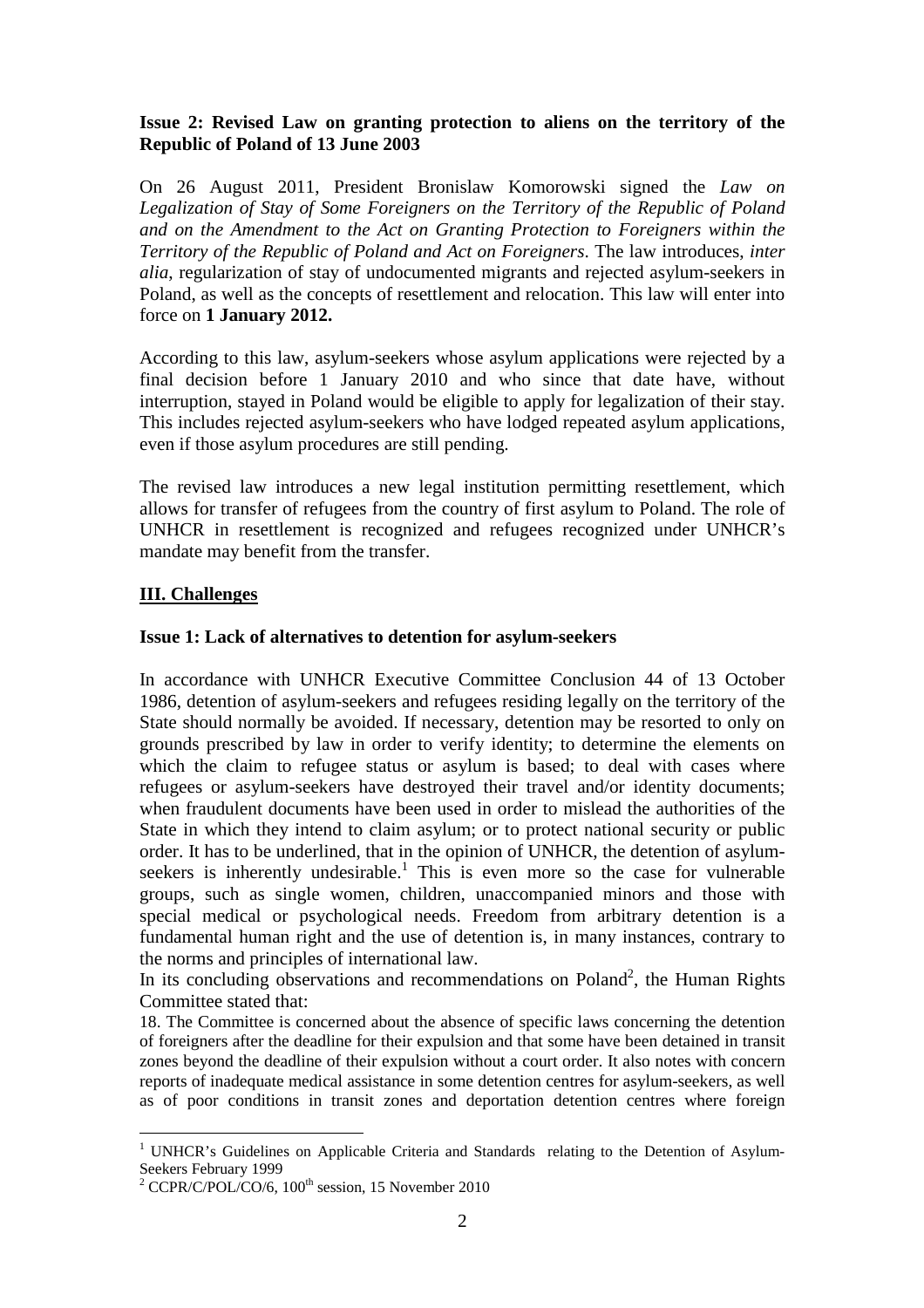### Issue 2: Revised Law on granting protection to aliens on the territory of the Republic of Poland of 13 June 2003

On 26 August 2011, President Bronislaw Komorowski signed the *Law on Legalization of Stay of Some Foreigners on the Territory of the Republic of Poland and on the Amendment to the Act on Granting Protection to Foreigners within the Territory of the Republic of Poland and Act on Foreigners*. The law introduces, *inter alia*, regularization of stay of undocumented migrants and rejected asylum-seekers in Poland, as well as the concepts of resettlement and relocation. This law will enter into force on **1 January 2012.**

According to this law, asylum-seekers whose asylum applications were rejected by a final decision before 1 January 2010 and who since that date have, without interruption, stayed in Poland would be eligible to apply for legalization of their stay. This includes rejected asylum-seekers who have lodged repeated asylum applications, even if those asylum procedures are still pending.

The revised law introduces a new legal institution permitting resettlement, which allows for transfer of refugees from the country of first asylum to Poland. The role of UNHCR in resettlement is recognized and refugees recognized under UNHCR's mandate may benefit from the transfer.

## III. Challenges

### Issue 1: Lack of alternatives to detention for asylum-seekers

In accordance with UNHCR Executive Committee Conclusion 44 of 13 October 1986, detention of asylum-seekers and refugees residing legally on the territory of the State should normally be avoided. If necessary, detention may be resorted to only on grounds prescribed by law in order to verify identity; to determine the elements on which the claim to refugee status or asylum is based; to deal with cases where refugees or asylum-seekers have destroyed their travel and/or identity documents; when fraudulent documents have been used in order to mislead the authorities of the State in which they intend to claim asylum; or to protect national security or public order. It has to be underlined, that in the opinion of UNHCR, the detention of asylum-seekers is inherently undesirable.[1] This is even more so the case for vulnerable groups, such as single women, children, unaccompanied minors and those with special medical or psychological needs. Freedom from arbitrary detention is a fundamental human right and the use of detention is, in many instances, contrary to the norms and principles of international law.

In its concluding observations and recommendations on Poland[2], the Human Rights Committee stated that:

18. The Committee is concerned about the absence of specific laws concerning the detention of foreigners after the deadline for their expulsion and that some have been detained in transit zones beyond the deadline of their expulsion without a court order. It also notes with concern reports of inadequate medical assistance in some detention centres for asylum-seekers, as well as of poor conditions in transit zones and deportation detention centres where foreign

---

[1] UNHCR's Guidelines on Applicable Criteria and Standards relating to the Detention of Asylum-Seekers February 1999

[2] CCPR/C/POL/CO/6, 100th session, 15 November 2010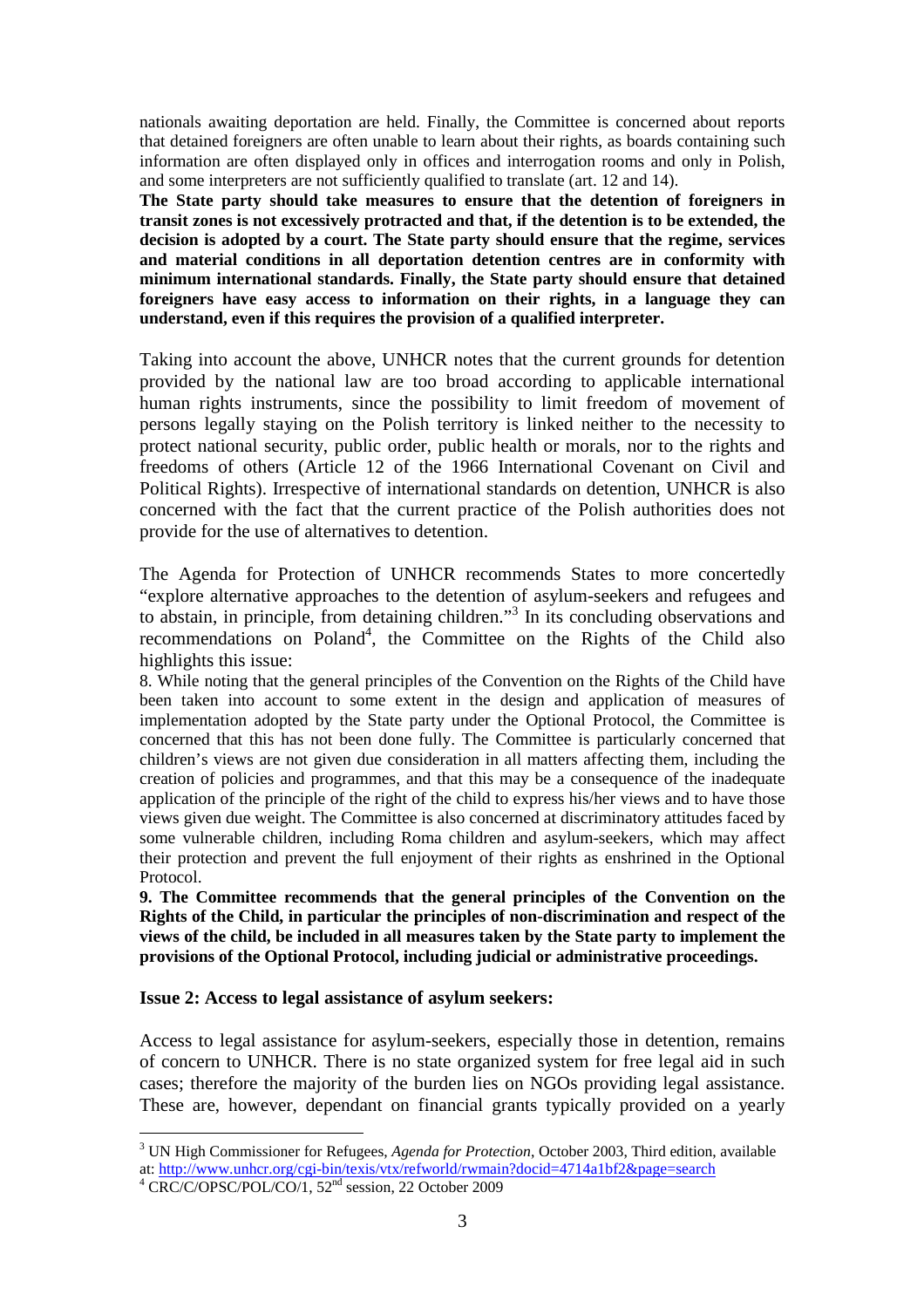nationals awaiting deportation are held. Finally, the Committee is concerned about reports that detained foreigners are often unable to learn about their rights, as boards containing such information are often displayed only in offices and interrogation rooms and only in Polish, and some interpreters are not sufficiently qualified to translate (art. 12 and 14).

**The State party should take measures to ensure that the detention of foreigners in transit zones is not excessively protracted and that, if the detention is to be extended, the decision is adopted by a court. The State party should ensure that the regime, services and material conditions in all deportation detention centres are in conformity with minimum international standards. Finally, the State party should ensure that detained foreigners have easy access to information on their rights, in a language they can understand, even if this requires the provision of a qualified interpreter.**

Taking into account the above, UNHCR notes that the current grounds for detention provided by the national law are too broad according to applicable international human rights instruments, since the possibility to limit freedom of movement of persons legally staying on the Polish territory is linked neither to the necessity to protect national security, public order, public health or morals, nor to the rights and freedoms of others (Article 12 of the 1966 International Covenant on Civil and Political Rights). Irrespective of international standards on detention, UNHCR is also concerned with the fact that the current practice of the Polish authorities does not provide for the use of alternatives to detention.

The Agenda for Protection of UNHCR recommends States to more concertedly "explore alternative approaches to the detention of asylum-seekers and refugees and to abstain, in principle, from detaining children."[3] In its concluding observations and recommendations on Poland[4], the Committee on the Rights of the Child also highlights this issue:

8. While noting that the general principles of the Convention on the Rights of the Child have been taken into account to some extent in the design and application of measures of implementation adopted by the State party under the Optional Protocol, the Committee is concerned that this has not been done fully. The Committee is particularly concerned that children's views are not given due consideration in all matters affecting them, including the creation of policies and programmes, and that this may be a consequence of the inadequate application of the principle of the right of the child to express his/her views and to have those views given due weight. The Committee is also concerned at discriminatory attitudes faced by some vulnerable children, including Roma children and asylum-seekers, which may affect their protection and prevent the full enjoyment of their rights as enshrined in the Optional Protocol.

**9. The Committee recommends that the general principles of the Convention on the Rights of the Child, in particular the principles of non-discrimination and respect of the views of the child, be included in all measures taken by the State party to implement the provisions of the Optional Protocol, including judicial or administrative proceedings.**

**Issue 2: Access to legal assistance of asylum seekers:**

Access to legal assistance for asylum-seekers, especially those in detention, remains of concern to UNHCR. There is no state organized system for free legal aid in such cases; therefore the majority of the burden lies on NGOs providing legal assistance. These are, however, dependant on financial grants typically provided on a yearly

---

[3] UN High Commissioner for Refugees, *Agenda for Protection*, October 2003, Third edition, available at: http://www.unhcr.org/cgi-bin/texis/vtx/refworld/rwmain?docid=4714a1bf2&page=search

[4] CRC/C/OPSC/POL/CO/1, 52nd session, 22 October 2009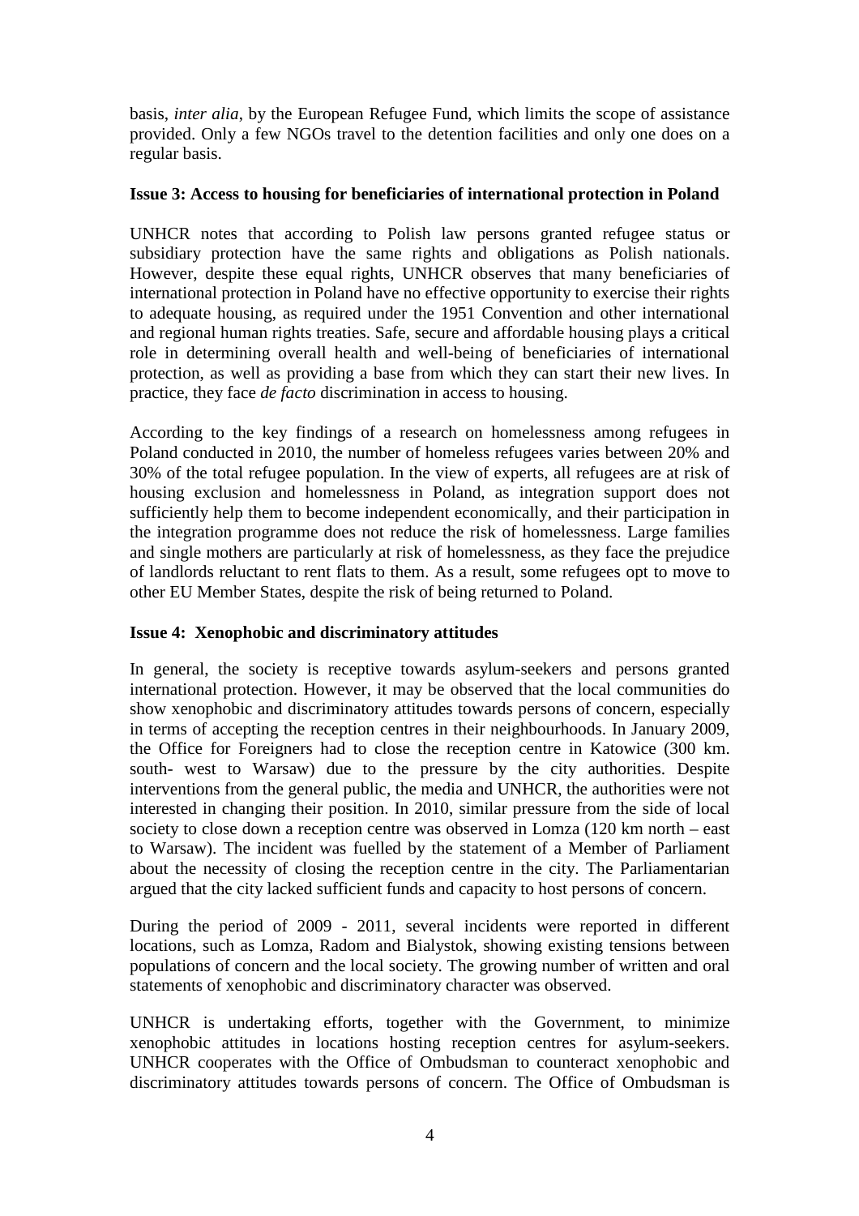basis, *inter alia*, by the European Refugee Fund, which limits the scope of assistance provided. Only a few NGOs travel to the detention facilities and only one does on a regular basis.

**Issue 3: Access to housing for beneficiaries of international protection in Poland**

UNHCR notes that according to Polish law persons granted refugee status or subsidiary protection have the same rights and obligations as Polish nationals. However, despite these equal rights, UNHCR observes that many beneficiaries of international protection in Poland have no effective opportunity to exercise their rights to adequate housing, as required under the 1951 Convention and other international and regional human rights treaties. Safe, secure and affordable housing plays a critical role in determining overall health and well-being of beneficiaries of international protection, as well as providing a base from which they can start their new lives. In practice, they face *de facto* discrimination in access to housing.

According to the key findings of a research on homelessness among refugees in Poland conducted in 2010, the number of homeless refugees varies between 20% and 30% of the total refugee population. In the view of experts, all refugees are at risk of housing exclusion and homelessness in Poland, as integration support does not sufficiently help them to become independent economically, and their participation in the integration programme does not reduce the risk of homelessness. Large families and single mothers are particularly at risk of homelessness, as they face the prejudice of landlords reluctant to rent flats to them. As a result, some refugees opt to move to other EU Member States, despite the risk of being returned to Poland.

**Issue 4: Xenophobic and discriminatory attitudes**

In general, the society is receptive towards asylum-seekers and persons granted international protection. However, it may be observed that the local communities do show xenophobic and discriminatory attitudes towards persons of concern, especially in terms of accepting the reception centres in their neighbourhoods. In January 2009, the Office for Foreigners had to close the reception centre in Katowice (300 km. south- west to Warsaw) due to the pressure by the city authorities. Despite interventions from the general public, the media and UNHCR, the authorities were not interested in changing their position. In 2010, similar pressure from the side of local society to close down a reception centre was observed in Lomza (120 km north – east to Warsaw). The incident was fuelled by the statement of a Member of Parliament about the necessity of closing the reception centre in the city. The Parliamentarian argued that the city lacked sufficient funds and capacity to host persons of concern.

During the period of 2009 - 2011, several incidents were reported in different locations, such as Lomza, Radom and Bialystok, showing existing tensions between populations of concern and the local society. The growing number of written and oral statements of xenophobic and discriminatory character was observed.

UNHCR is undertaking efforts, together with the Government, to minimize xenophobic attitudes in locations hosting reception centres for asylum-seekers. UNHCR cooperates with the Office of Ombudsman to counteract xenophobic and discriminatory attitudes towards persons of concern. The Office of Ombudsman is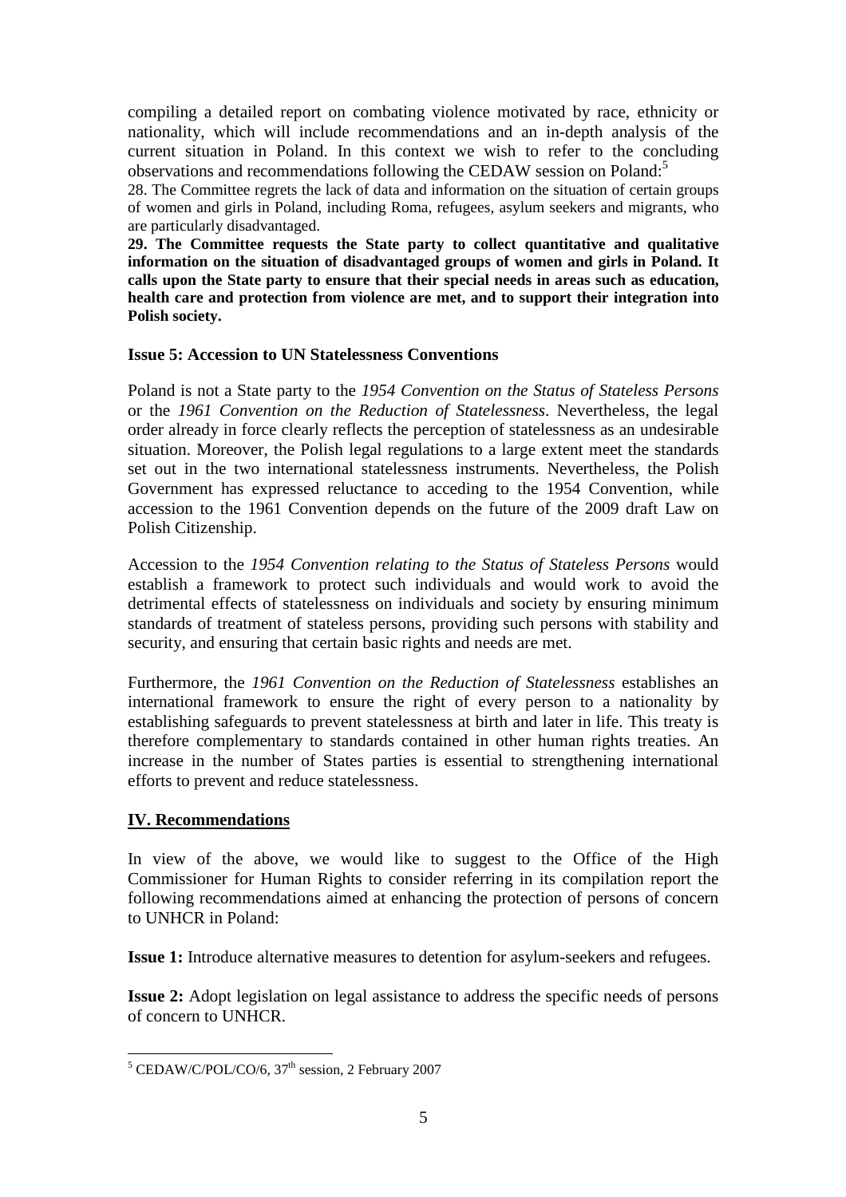compiling a detailed report on combating violence motivated by race, ethnicity or nationality, which will include recommendations and an in-depth analysis of the current situation in Poland. In this context we wish to refer to the concluding observations and recommendations following the CEDAW session on Poland:[5]

28. The Committee regrets the lack of data and information on the situation of certain groups of women and girls in Poland, including Roma, refugees, asylum seekers and migrants, who are particularly disadvantaged.

**29. The Committee requests the State party to collect quantitative and qualitative information on the situation of disadvantaged groups of women and girls in Poland. It calls upon the State party to ensure that their special needs in areas such as education, health care and protection from violence are met, and to support their integration into Polish society.**

**Issue 5: Accession to UN Statelessness Conventions**

Poland is not a State party to the *1954 Convention on the Status of Stateless Persons* or the *1961 Convention on the Reduction of Statelessness*. Nevertheless, the legal order already in force clearly reflects the perception of statelessness as an undesirable situation. Moreover, the Polish legal regulations to a large extent meet the standards set out in the two international statelessness instruments. Nevertheless, the Polish Government has expressed reluctance to acceding to the 1954 Convention, while accession to the 1961 Convention depends on the future of the 2009 draft Law on Polish Citizenship.

Accession to the *1954 Convention relating to the Status of Stateless Persons* would establish a framework to protect such individuals and would work to avoid the detrimental effects of statelessness on individuals and society by ensuring minimum standards of treatment of stateless persons, providing such persons with stability and security, and ensuring that certain basic rights and needs are met.

Furthermore, the *1961 Convention on the Reduction of Statelessness* establishes an international framework to ensure the right of every person to a nationality by establishing safeguards to prevent statelessness at birth and later in life. This treaty is therefore complementary to standards contained in other human rights treaties. An increase in the number of States parties is essential to strengthening international efforts to prevent and reduce statelessness.

## IV. Recommendations

In view of the above, we would like to suggest to the Office of the High Commissioner for Human Rights to consider referring in its compilation report the following recommendations aimed at enhancing the protection of persons of concern to UNHCR in Poland:

**Issue 1:** Introduce alternative measures to detention for asylum-seekers and refugees.

**Issue 2:** Adopt legislation on legal assistance to address the specific needs of persons of concern to UNHCR.

---

[5] CEDAW/C/POL/CO/6, 37th session, 2 February 2007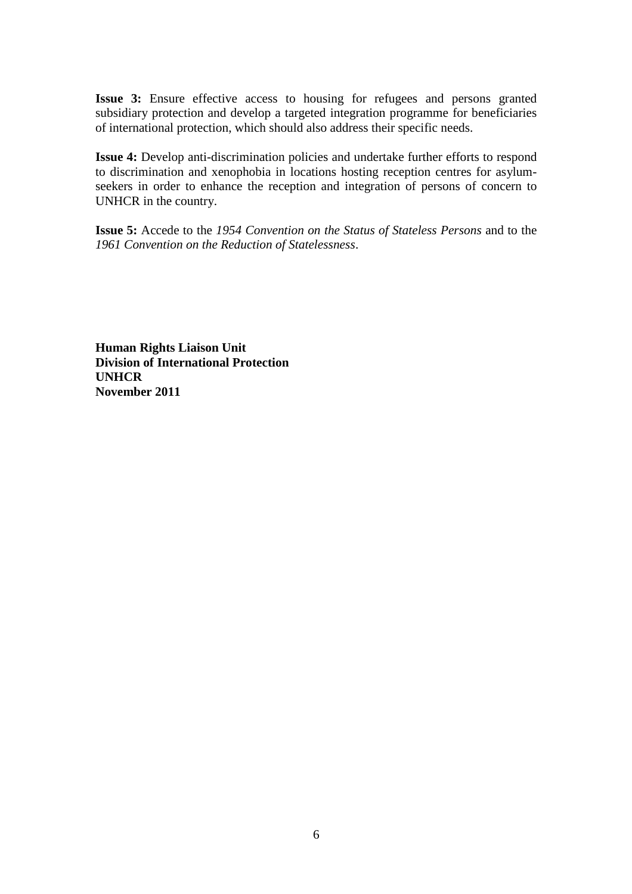**Issue 3:** Ensure effective access to housing for refugees and persons granted subsidiary protection and develop a targeted integration programme for beneficiaries of international protection, which should also address their specific needs.

**Issue 4:** Develop anti-discrimination policies and undertake further efforts to respond to discrimination and xenophobia in locations hosting reception centres for asylum-seekers in order to enhance the reception and integration of persons of concern to UNHCR in the country.

**Issue 5:** Accede to the *1954 Convention on the Status of Stateless Persons* and to the *1961 Convention on the Reduction of Statelessness*.

**Human Rights Liaison Unit**
**Division of International Protection**
**UNHCR**
**November 2011**